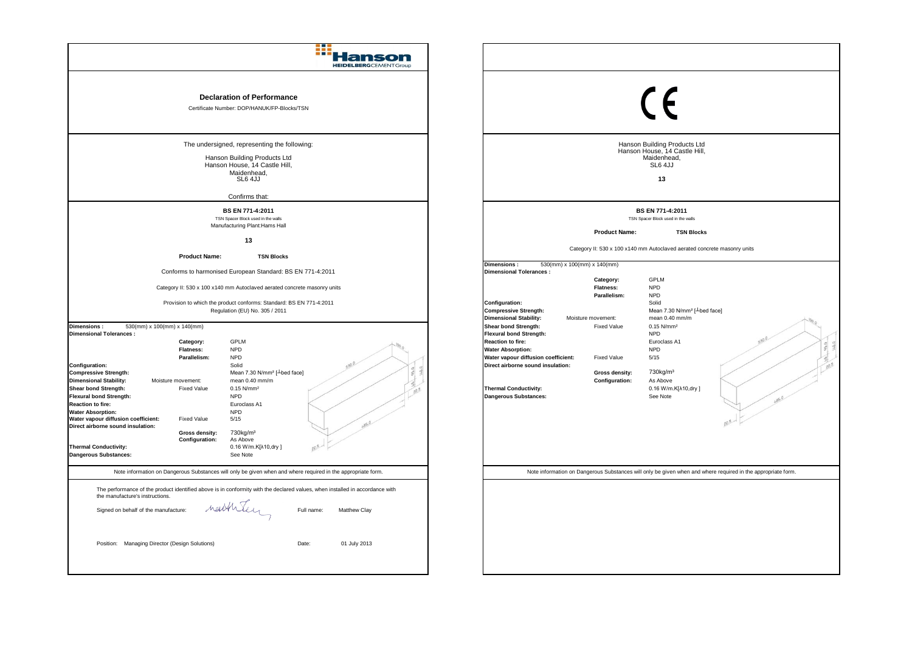Hanson
HEIDELBERGCEMENTGroup

## Declaration of Performance

Certificate Number: DOP/HANUK/FP-Blocks/TSN

The undersigned, representing the following:

Hanson Building Products Ltd
Hanson House, 14 Castle Hill,
Maidenhead,
SL6 4JJ

Confirms that:

**BS EN 771-4:2011**

TSN Spacer Block used in the walls
Manufacturing Plant:Hams Hall

**13**

**Product Name:** **TSN Blocks**

Conforms to harmonised European Standard: BS EN 771-4:2011

Category II: 530 x 100 x140 mm Autoclaved aerated concrete masonry units

Provision to which the product conforms: Standard: BS EN 771-4:2011
Regulation (EU) No. 305 / 2011

| | | |
|---|---|---|
| **Dimensions :** 530(mm) x 100(mm) x 140(mm) | | |
| **Dimensional Tolerances :** | | |
| | **Category:** | GPLM |
| | **Flatness:** | NPD |
| | **Parallelism:** | NPD |
| **Configuration:** | | Solid |
| **Compressive Strength:** | | Mean 7.30 N/mm² [┴bed face] |
| **Dimensional Stability:** | Moisture movement: | mean 0.40 mm/m |
| **Shear bond Strength:** | Fixed Value | 0.15 N/mm² |
| **Flexural bond Strength:** | | NPD |
| **Reaction to fire:** | | Euroclass A1 |
| **Water Absorption:** | | NPD |
| **Water vapour diffusion coefficient:** | Fixed Value | 5/15 |
| **Direct airborne sound insulation:** | | |
| | **Gross density:** | 730kg/m³ |
| | **Configuration:** | As Above |
| **Thermal Conductivity:** | | 0.16 W/m.K[λ10,dry ] |
| **Dangerous Substances:** | | See Note |

Note information on Dangerous Substances will only be given when and where required in the appropriate form.

The performance of the product identified above is in conformity with the declared values, when installed in accordance with the manufacture's instructions.

Signed on behalf of the manufacture: [signature] Full name: Matthew Clay

Position: Managing Director (Design Solutions) Date: 01 July 2013

CE

Hanson Building Products Ltd
Hanson House, 14 Castle Hill,
Maidenhead,
SL6 4JJ

**13**

**BS EN 771-4:2011**

TSN Spacer Block used in the walls

**Product Name:** **TSN Blocks**

Category II: 530 x 100 x140 mm Autoclaved aerated concrete masonry units

| | | |
|---|---|---|
| **Dimensions :** 530(mm) x 100(mm) x 140(mm) | | |
| **Dimensional Tolerances :** | | |
| | **Category:** | GPLM |
| | **Flatness:** | NPD |
| | **Parallelism:** | NPD |
| **Configuration:** | | Solid |
| **Compressive Strength:** | | Mean 7.30 N/mm² [┴bed face] |
| **Dimensional Stability:** | Moisture movement: | mean 0.40 mm/m |
| **Shear bond Strength:** | Fixed Value | 0.15 N/mm² |
| **Flexural bond Strength:** | | NPD |
| **Reaction to fire:** | | Euroclass A1 |
| **Water Absorption:** | | NPD |
| **Water vapour diffusion coefficient:** | Fixed Value | 5/15 |
| **Direct airborne sound insulation:** | | |
| | **Gross density:** | 730kg/m³ |
| | **Configuration:** | As Above |
| **Thermal Conductivity:** | | 0.16 W/m.K[λ10,dry ] |
| **Dangerous Substances:** | | See Note |

Note information on Dangerous Substances will only be given when and where required in the appropriate form.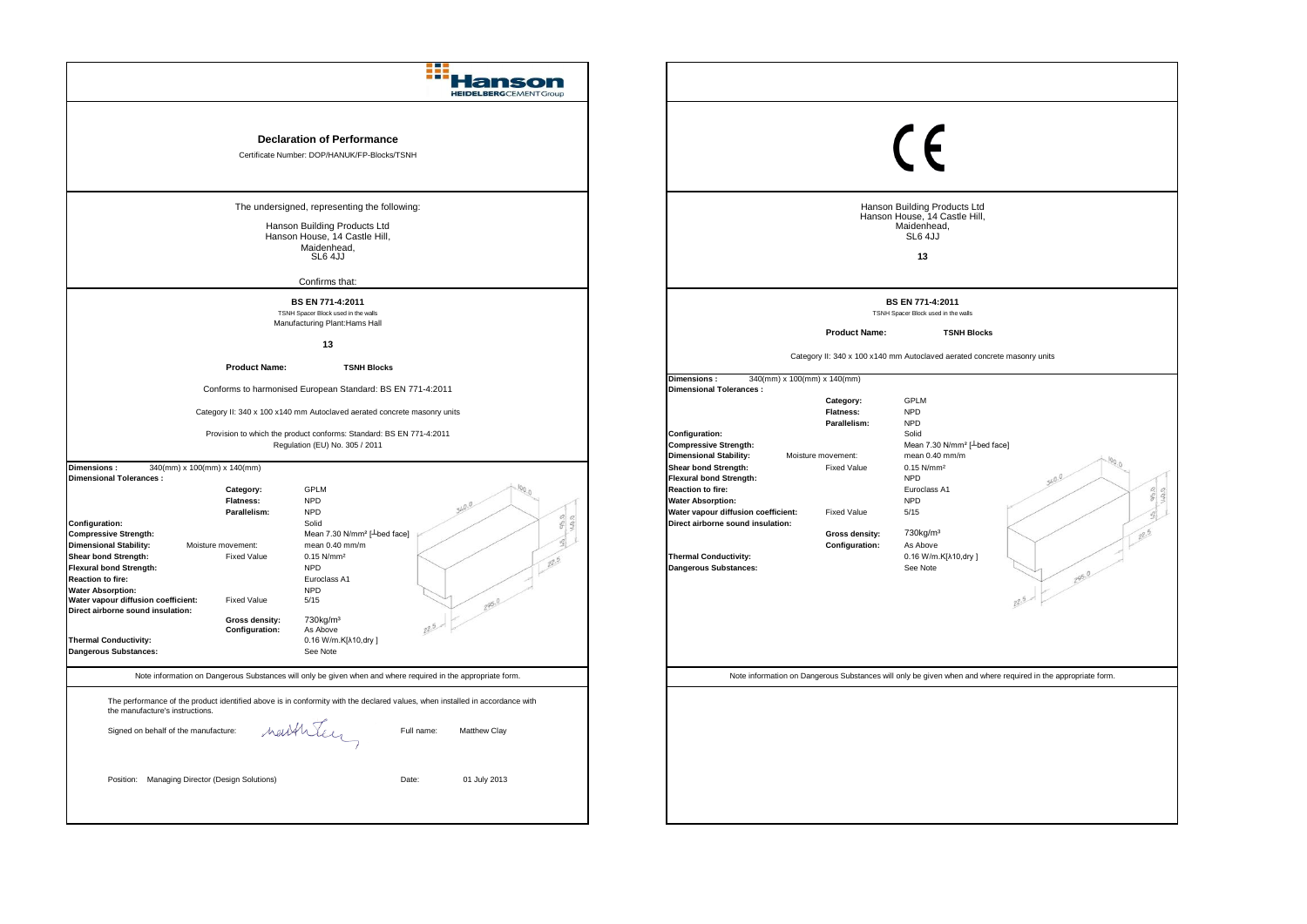# Hanson

HEIDELBERGCEMENT Group

## Declaration of Performance

Certificate Number: DOP/HANUK/FP-Blocks/TSNH

The undersigned, representing the following:

Hanson Building Products Ltd
Hanson House, 14 Castle Hill,
Maidenhead,
SL6 4JJ

Confirms that:

**BS EN 771-4:2011**

TSNH Spacer Block used in the walls

Manufacturing Plant:Hams Hall

**13**

**Product Name:** **TSNH Blocks**

Conforms to harmonised European Standard: BS EN 771-4:2011

Category II: 340 x 100 x140 mm Autoclaved aerated concrete masonry units

Provision to which the product conforms: Standard: BS EN 771-4:2011
Regulation (EU) No. 305 / 2011

| | | |
|---|---|---|
| **Dimensions :** 340(mm) x 100(mm) x 140(mm) | | |
| **Dimensional Tolerances :** | | |
| | **Category:** | GPLM |
| | **Flatness:** | NPD |
| | **Parallelism:** | NPD |
| **Configuration:** | | Solid |
| **Compressive Strength:** | | Mean 7.30 N/mm² [┴bed face] |
| **Dimensional Stability:** | Moisture movement: | mean 0.40 mm/m |
| **Shear bond Strength:** | Fixed Value | 0.15 N/mm² |
| **Flexural bond Strength:** | | NPD |
| **Reaction to fire:** | | Euroclass A1 |
| **Water Absorption:** | | NPD |
| **Water vapour diffusion coefficient:** | Fixed Value | 5/15 |
| **Direct airborne sound insulation:** | | |
| | **Gross density:** | 730kg/m³ |
| | **Configuration:** | As Above |
| **Thermal Conductivity:** | | 0.16 W/m.K[λ10,dry ] |
| **Dangerous Substances:** | | See Note |

Note information on Dangerous Substances will only be given when and where required in the appropriate form.

The performance of the product identified above is in conformity with the declared values, when installed in accordance with the manufacture's instructions.

Signed on behalf of the manufacture: [signature] Full name: Matthew Clay

Position: Managing Director (Design Solutions) Date: 01 July 2013

---

CE

Hanson Building Products Ltd
Hanson House, 14 Castle Hill,
Maidenhead,
SL6 4JJ

**13**

**BS EN 771-4:2011**

TSNH Spacer Block used in the walls

**Product Name:** **TSNH Blocks**

Category II: 340 x 100 x140 mm Autoclaved aerated concrete masonry units

| | | |
|---|---|---|
| **Dimensions :** 340(mm) x 100(mm) x 140(mm) | | |
| **Dimensional Tolerances :** | | |
| | **Category:** | GPLM |
| | **Flatness:** | NPD |
| | **Parallelism:** | NPD |
| **Configuration:** | | Solid |
| **Compressive Strength:** | | Mean 7.30 N/mm² [┴bed face] |
| **Dimensional Stability:** | Moisture movement: | mean 0.40 mm/m |
| **Shear bond Strength:** | Fixed Value | 0.15 N/mm² |
| **Flexural bond Strength:** | | NPD |
| **Reaction to fire:** | | Euroclass A1 |
| **Water Absorption:** | | NPD |
| **Water vapour diffusion coefficient:** | Fixed Value | 5/15 |
| **Direct airborne sound insulation:** | | |
| | **Gross density:** | 730kg/m³ |
| | **Configuration:** | As Above |
| **Thermal Conductivity:** | | 0.16 W/m.K[λ10,dry ] |
| **Dangerous Substances:** | | See Note |

Note information on Dangerous Substances will only be given when and where required in the appropriate form.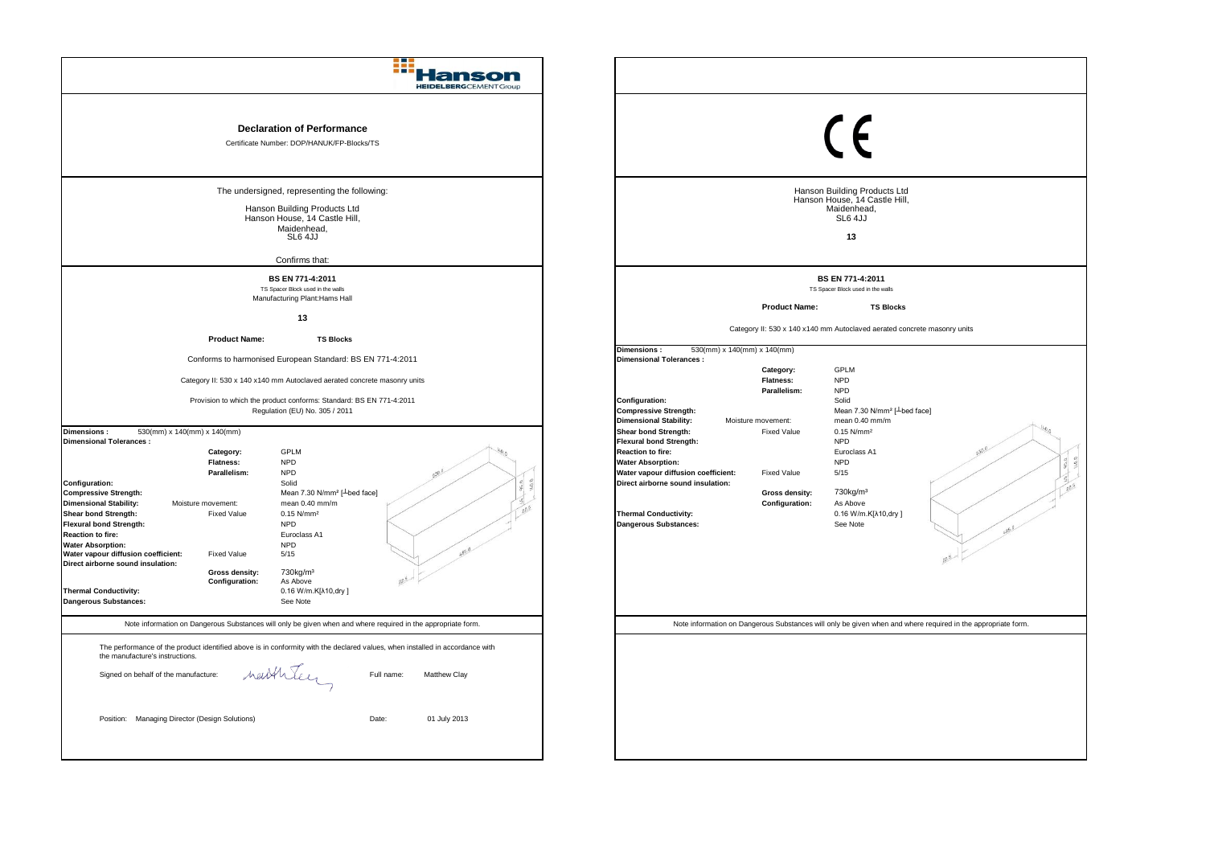Hanson
HEIDELBERGCEMENTGroup

## Declaration of Performance

Certificate Number: DOP/HANUK/FP-Blocks/TS

The undersigned, representing the following:

Hanson Building Products Ltd
Hanson House, 14 Castle Hill,
Maidenhead,
SL6 4JJ

Confirms that:

**BS EN 771-4:2011**
TS Spacer Block used in the walls
Manufacturing Plant:Hams Hall

**13**

**Product Name:** **TS Blocks**

Conforms to harmonised European Standard: BS EN 771-4:2011

Category II: 530 x 140 x140 mm Autoclaved aerated concrete masonry units

Provision to which the product conforms: Standard: BS EN 771-4:2011
Regulation (EU) No. 305 / 2011

| | | |
|---|---|---|
| **Dimensions :** 530(mm) x 140(mm) x 140(mm) | | |
| **Dimensional Tolerances :** | | |
| | **Category:** | GPLM |
| | **Flatness:** | NPD |
| | **Parallelism:** | NPD |
| **Configuration:** | | Solid |
| **Compressive Strength:** | | Mean 7.30 N/mm² [┴bed face] |
| **Dimensional Stability:** | Moisture movement: | mean 0.40 mm/m |
| **Shear bond Strength:** | Fixed Value | 0.15 N/mm² |
| **Flexural bond Strength:** | | NPD |
| **Reaction to fire:** | | Euroclass A1 |
| **Water Absorption:** | | NPD |
| **Water vapour diffusion coefficient:** | Fixed Value | 5/15 |
| **Direct airborne sound insulation:** | | |
| | **Gross density:** | 730kg/m³ |
| | **Configuration:** | As Above |
| **Thermal Conductivity:** | | 0.16 W/m.K[λ10,dry ] |
| **Dangerous Substances:** | | See Note |

Note information on Dangerous Substances will only be given when and where required in the appropriate form.

The performance of the product identified above is in conformity with the declared values, when installed in accordance with the manufacture's instructions.

Signed on behalf of the manufacture: Full name: Matthew Clay

Position: Managing Director (Design Solutions) Date: 01 July 2013

---

CE

Hanson Building Products Ltd
Hanson House, 14 Castle Hill,
Maidenhead,
SL6 4JJ

**13**

**BS EN 771-4:2011**
TS Spacer Block used in the walls

**Product Name:** **TS Blocks**

Category II: 530 x 140 x140 mm Autoclaved aerated concrete masonry units

| | | |
|---|---|---|
| **Dimensions :** 530(mm) x 140(mm) x 140(mm) | | |
| **Dimensional Tolerances :** | | |
| | **Category:** | GPLM |
| | **Flatness:** | NPD |
| | **Parallelism:** | NPD |
| **Configuration:** | | Solid |
| **Compressive Strength:** | | Mean 7.30 N/mm² [┴bed face] |
| **Dimensional Stability:** | Moisture movement: | mean 0.40 mm/m |
| **Shear bond Strength:** | Fixed Value | 0.15 N/mm² |
| **Flexural bond Strength:** | | NPD |
| **Reaction to fire:** | | Euroclass A1 |
| **Water Absorption:** | | NPD |
| **Water vapour diffusion coefficient:** | Fixed Value | 5/15 |
| **Direct airborne sound insulation:** | | |
| | **Gross density:** | 730kg/m³ |
| | **Configuration:** | As Above |
| **Thermal Conductivity:** | | 0.16 W/m.K[λ10,dry ] |
| **Dangerous Substances:** | | See Note |

Note information on Dangerous Substances will only be given when and where required in the appropriate form.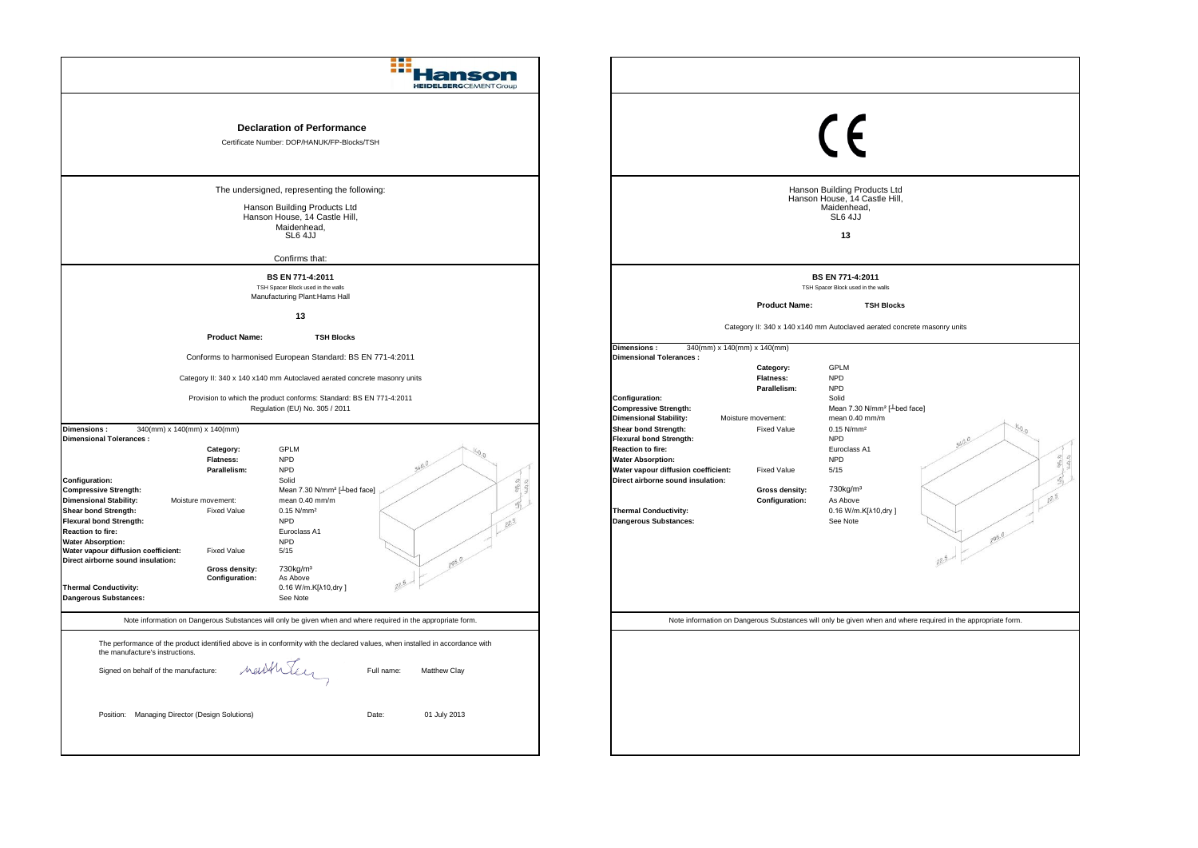**Hanson** HEIDELBERGCEMENTGroup

## Declaration of Performance

Certificate Number: DOP/HANUK/FP-Blocks/TSH

The undersigned, representing the following:

Hanson Building Products Ltd
Hanson House, 14 Castle Hill,
Maidenhead,
SL6 4JJ

Confirms that:

**BS EN 771-4:2011**
TSH Spacer Block used in the walls
Manufacturing Plant:Hams Hall

**13**

**Product Name:** **TSH Blocks**

Conforms to harmonised European Standard: BS EN 771-4:2011

Category II: 340 x 140 x140 mm Autoclaved aerated concrete masonry units

Provision to which the product conforms: Standard: BS EN 771-4:2011
Regulation (EU) No. 305 / 2011

| | | |
|---|---|---|
| **Dimensions :** 340(mm) x 140(mm) x 140(mm) | | |
| **Dimensional Tolerances :** | | |
| | **Category:** | GPLM |
| | **Flatness:** | NPD |
| | **Parallelism:** | NPD |
| **Configuration:** | | Solid |
| **Compressive Strength:** | | Mean 7.30 N/mm² [┴bed face] |
| **Dimensional Stability:** | Moisture movement: | mean 0.40 mm/m |
| **Shear bond Strength:** | Fixed Value | 0.15 N/mm² |
| **Flexural bond Strength:** | | NPD |
| **Reaction to fire:** | | Euroclass A1 |
| **Water Absorption:** | | NPD |
| **Water vapour diffusion coefficient:** | Fixed Value | 5/15 |
| **Direct airborne sound insulation:** | | |
| | **Gross density:** | 730kg/m³ |
| | **Configuration:** | As Above |
| **Thermal Conductivity:** | | 0.16 W/m.K[λ10,dry ] |
| **Dangerous Substances:** | | See Note |

Note information on Dangerous Substances will only be given when and where required in the appropriate form.

The performance of the product identified above is in conformity with the declared values, when installed in accordance with the manufacture's instructions.

Signed on behalf of the manufacture: [signature] Full name: Matthew Clay

Position: Managing Director (Design Solutions) Date: 01 July 2013

---

CE

Hanson Building Products Ltd
Hanson House, 14 Castle Hill,
Maidenhead,
SL6 4JJ

**13**

**BS EN 771-4:2011**
TSH Spacer Block used in the walls

**Product Name:** **TSH Blocks**

Category II: 340 x 140 x140 mm Autoclaved aerated concrete masonry units

| | | |
|---|---|---|
| **Dimensions :** 340(mm) x 140(mm) x 140(mm) | | |
| **Dimensional Tolerances :** | | |
| | **Category:** | GPLM |
| | **Flatness:** | NPD |
| | **Parallelism:** | NPD |
| **Configuration:** | | Solid |
| **Compressive Strength:** | | Mean 7.30 N/mm² [┴bed face] |
| **Dimensional Stability:** | Moisture movement: | mean 0.40 mm/m |
| **Shear bond Strength:** | Fixed Value | 0.15 N/mm² |
| **Flexural bond Strength:** | | NPD |
| **Reaction to fire:** | | Euroclass A1 |
| **Water Absorption:** | | NPD |
| **Water vapour diffusion coefficient:** | Fixed Value | 5/15 |
| **Direct airborne sound insulation:** | | |
| | **Gross density:** | 730kg/m³ |
| | **Configuration:** | As Above |
| **Thermal Conductivity:** | | 0.16 W/m.K[λ10,dry ] |
| **Dangerous Substances:** | | See Note |

Note information on Dangerous Substances will only be given when and where required in the appropriate form.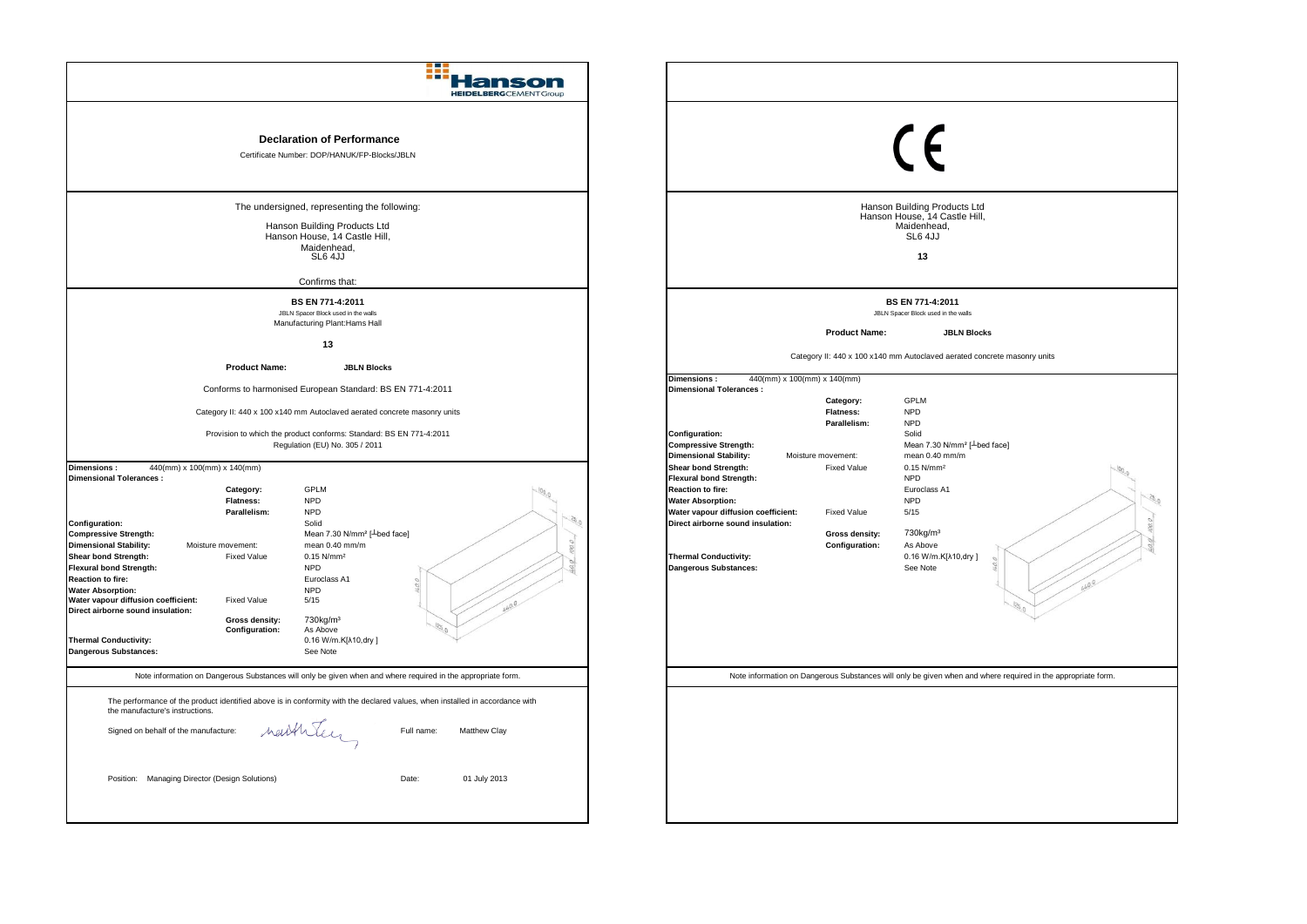Hanson
HEIDELBERGCEMENTGroup

## Declaration of Performance

Certificate Number: DOP/HANUK/FP-Blocks/JBLN

The undersigned, representing the following:

Hanson Building Products Ltd
Hanson House, 14 Castle Hill,
Maidenhead,
SL6 4JJ

Confirms that:

**BS EN 771-4:2011**
JBLN Spacer Block used in the walls
Manufacturing Plant:Hams Hall

**13**

**Product Name:** **JBLN Blocks**

Conforms to harmonised European Standard: BS EN 771-4:2011

Category II: 440 x 100 x140 mm Autoclaved aerated concrete masonry units

Provision to which the product conforms: Standard: BS EN 771-4:2011
Regulation (EU) No. 305 / 2011

| | | |
|---|---|---|
| **Dimensions :** 440(mm) x 100(mm) x 140(mm) | | |
| **Dimensional Tolerances :** | | |
| | **Category:** | GPLM |
| | **Flatness:** | NPD |
| | **Parallelism:** | NPD |
| **Configuration:** | | Solid |
| **Compressive Strength:** | | Mean 7.30 N/mm² [┴bed face] |
| **Dimensional Stability:** | Moisture movement: | mean 0.40 mm/m |
| **Shear bond Strength:** | Fixed Value | 0.15 N/mm² |
| **Flexural bond Strength:** | | NPD |
| **Reaction to fire:** | | Euroclass A1 |
| **Water Absorption:** | | NPD |
| **Water vapour diffusion coefficient:** | Fixed Value | 5/15 |
| **Direct airborne sound insulation:** | | |
| | **Gross density:** | 730kg/m³ |
| | **Configuration:** | As Above |
| **Thermal Conductivity:** | | 0.16 W/m.K[λ10,dry ] |
| **Dangerous Substances:** | | See Note |

Note information on Dangerous Substances will only be given when and where required in the appropriate form.

The performance of the product identified above is in conformity with the declared values, when installed in accordance with the manufacture's instructions.

Signed on behalf of the manufacture: [signature] Full name: Matthew Clay

Position: Managing Director (Design Solutions) Date: 01 July 2013

---

CE

Hanson Building Products Ltd
Hanson House, 14 Castle Hill,
Maidenhead,
SL6 4JJ

**13**

**BS EN 771-4:2011**
JBLN Spacer Block used in the walls

**Product Name:** **JBLN Blocks**

Category II: 440 x 100 x140 mm Autoclaved aerated concrete masonry units

| | | |
|---|---|---|
| **Dimensions :** 440(mm) x 100(mm) x 140(mm) | | |
| **Dimensional Tolerances :** | | |
| | **Category:** | GPLM |
| | **Flatness:** | NPD |
| | **Parallelism:** | NPD |
| **Configuration:** | | Solid |
| **Compressive Strength:** | | Mean 7.30 N/mm² [┴bed face] |
| **Dimensional Stability:** | Moisture movement: | mean 0.40 mm/m |
| **Shear bond Strength:** | Fixed Value | 0.15 N/mm² |
| **Flexural bond Strength:** | | NPD |
| **Reaction to fire:** | | Euroclass A1 |
| **Water Absorption:** | | NPD |
| **Water vapour diffusion coefficient:** | Fixed Value | 5/15 |
| **Direct airborne sound insulation:** | | |
| | **Gross density:** | 730kg/m³ |
| | **Configuration:** | As Above |
| **Thermal Conductivity:** | | 0.16 W/m.K[λ10,dry ] |
| **Dangerous Substances:** | | See Note |

Note information on Dangerous Substances will only be given when and where required in the appropriate form.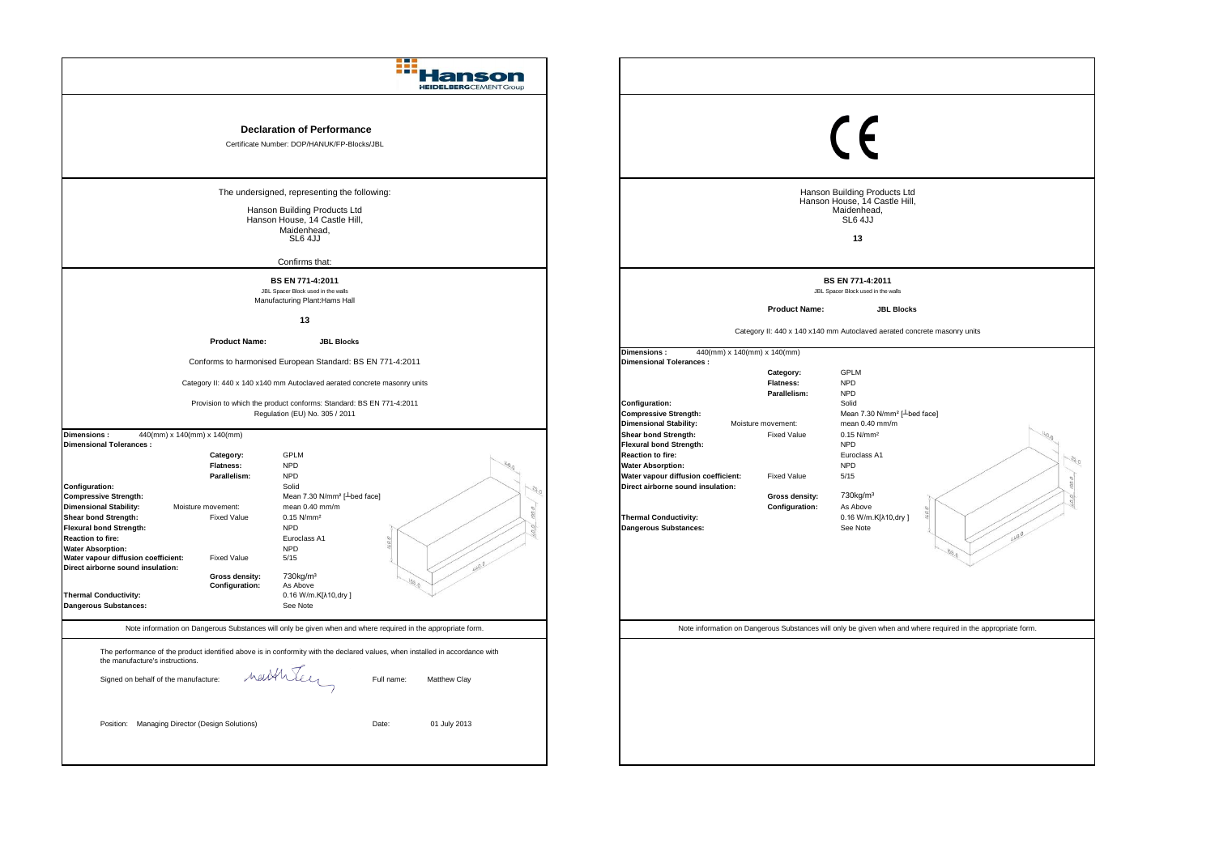**Declaration of Performance**

Certificate Number: DOP/HANUK/FP-Blocks/JBL

The undersigned, representing the following:

Hanson Building Products Ltd
Hanson House, 14 Castle Hill,
Maidenhead,
SL6 4JJ

Confirms that:

**BS EN 771-4:2011**

JBL Spacer Block used in the walls

Manufacturing Plant:Hams Hall

**13**

**Product Name:** **JBL Blocks**

Conforms to harmonised European Standard: BS EN 771-4:2011

Category II: 440 x 140 x140 mm Autoclaved aerated concrete masonry units

Provision to which the product conforms: Standard: BS EN 771-4:2011
Regulation (EU) No. 305 / 2011

| | | |
|---|---|---|
| **Dimensions :** | 440(mm) x 140(mm) x 140(mm) | |
| **Dimensional Tolerances :** | | |
| | **Category:** | GPLM |
| | **Flatness:** | NPD |
| | **Parallelism:** | NPD |
| **Configuration:** | | Solid |
| **Compressive Strength:** | | Mean 7.30 N/mm² [┴bed face] |
| **Dimensional Stability:** | Moisture movement: | mean 0.40 mm/m |
| **Shear bond Strength:** | Fixed Value | 0.15 N/mm² |
| **Flexural bond Strength:** | | NPD |
| **Reaction to fire:** | | Euroclass A1 |
| **Water Absorption:** | | NPD |
| **Water vapour diffusion coefficient:** | Fixed Value | 5/15 |
| **Direct airborne sound insulation:** | | |
| | **Gross density:** | 730kg/m³ |
| | **Configuration:** | As Above |
| **Thermal Conductivity:** | | 0.16 W/m.K[λ10,dry ] |
| **Dangerous Substances:** | | See Note |

Note information on Dangerous Substances will only be given when and where required in the appropriate form.

The performance of the product identified above is in conformity with the declared values, when installed in accordance with the manufacture's instructions.

Signed on behalf of the manufacture: Full name: Matthew Clay

Position: Managing Director (Design Solutions) Date: 01 July 2013

CE

Hanson Building Products Ltd
Hanson House, 14 Castle Hill,
Maidenhead,
SL6 4JJ

**13**

**BS EN 771-4:2011**

JBL Spacer Block used in the walls

**Product Name:** **JBL Blocks**

Category II: 440 x 140 x140 mm Autoclaved aerated concrete masonry units

| | | |
|---|---|---|
| **Dimensions :** | 440(mm) x 140(mm) x 140(mm) | |
| **Dimensional Tolerances :** | | |
| | **Category:** | GPLM |
| | **Flatness:** | NPD |
| | **Parallelism:** | NPD |
| **Configuration:** | | Solid |
| **Compressive Strength:** | | Mean 7.30 N/mm² [┴bed face] |
| **Dimensional Stability:** | Moisture movement: | mean 0.40 mm/m |
| **Shear bond Strength:** | Fixed Value | 0.15 N/mm² |
| **Flexural bond Strength:** | | NPD |
| **Reaction to fire:** | | Euroclass A1 |
| **Water Absorption:** | | NPD |
| **Water vapour diffusion coefficient:** | Fixed Value | 5/15 |
| **Direct airborne sound insulation:** | | |
| | **Gross density:** | 730kg/m³ |
| | **Configuration:** | As Above |
| **Thermal Conductivity:** | | 0.16 W/m.K[λ10,dry ] |
| **Dangerous Substances:** | | See Note |

Note information on Dangerous Substances will only be given when and where required in the appropriate form.